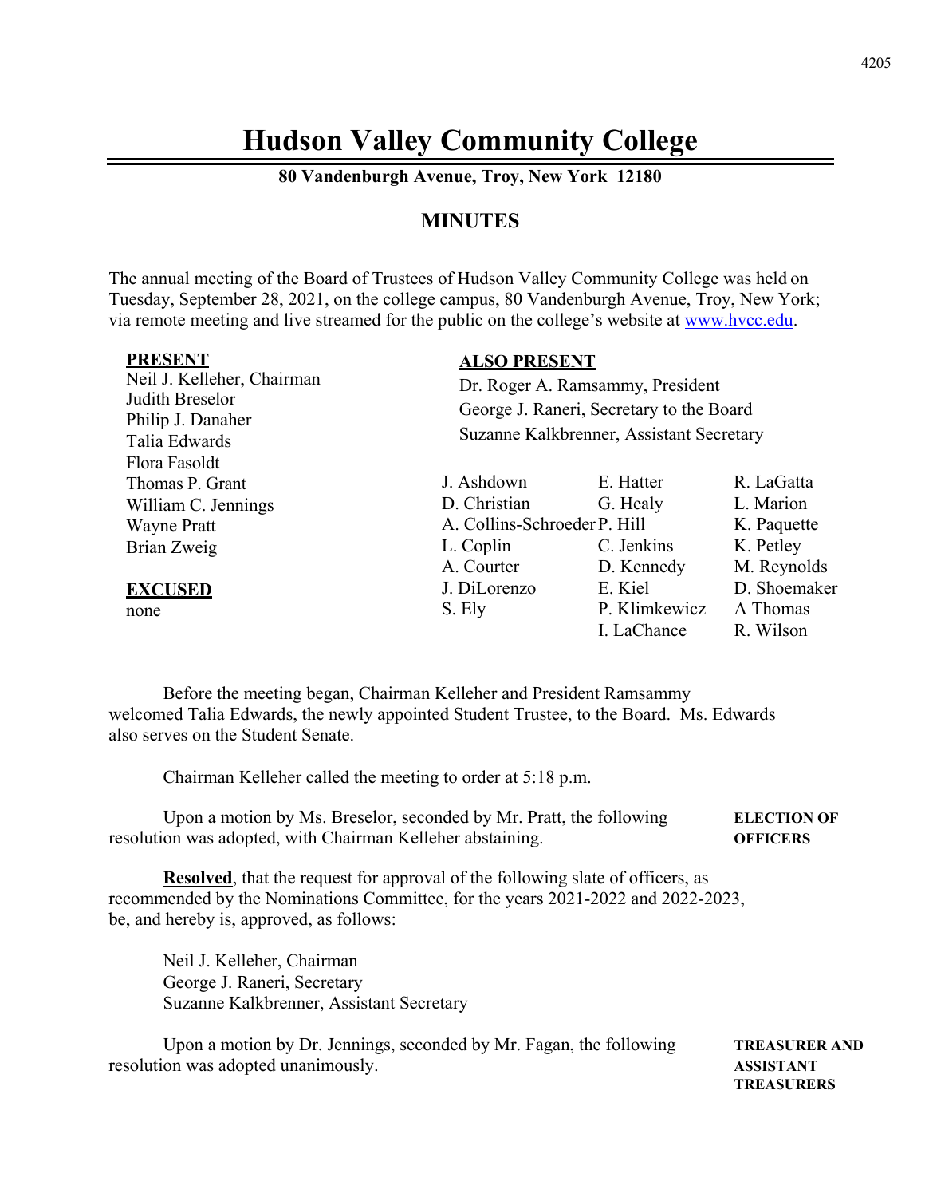# Hudson Valley Community College

**80 Vandenburgh Avenue, Troy, New York 12180**

## MINUTES

The annual meeting of the Board of Trustees of Hudson Valley Community College was held on Tuesday, September 28, 2021, on the college campus, 80 Vandenburgh Avenue, Troy, New York; via remote meeting and live streamed for the public on the college's website at www.hvcc.edu.

**PRESENT**
Neil J. Kelleher, Chairman
Judith Breselor
Philip J. Danaher
Talia Edwards
Flora Fasoldt
Thomas P. Grant
William C. Jennings
Wayne Pratt
Brian Zweig

**EXCUSED**
none

**ALSO PRESENT**
Dr. Roger A. Ramsammy, President
George J. Raneri, Secretary to the Board
Suzanne Kalkbrenner, Assistant Secretary

| | | |
|---|---|---|
| J. Ashdown | E. Hatter | R. LaGatta |
| D. Christian | G. Healy | L. Marion |
| A. Collins-Schroeder | P. Hill | K. Paquette |
| L. Coplin | C. Jenkins | K. Petley |
| A. Courter | D. Kennedy | M. Reynolds |
| J. DiLorenzo | E. Kiel | D. Shoemaker |
| S. Ely | P. Klimkewicz | A Thomas |
| | I. LaChance | R. Wilson |

Before the meeting began, Chairman Kelleher and President Ramsammy welcomed Talia Edwards, the newly appointed Student Trustee, to the Board. Ms. Edwards also serves on the Student Senate.

Chairman Kelleher called the meeting to order at 5:18 p.m.

**ELECTION OF OFFICERS**

Upon a motion by Ms. Breselor, seconded by Mr. Pratt, the following resolution was adopted, with Chairman Kelleher abstaining.

**Resolved**, that the request for approval of the following slate of officers, as recommended by the Nominations Committee, for the years 2021-2022 and 2022-2023, be, and hereby is, approved, as follows:

Neil J. Kelleher, Chairman
George J. Raneri, Secretary
Suzanne Kalkbrenner, Assistant Secretary

**TREASURER AND ASSISTANT TREASURERS**

Upon a motion by Dr. Jennings, seconded by Mr. Fagan, the following resolution was adopted unanimously.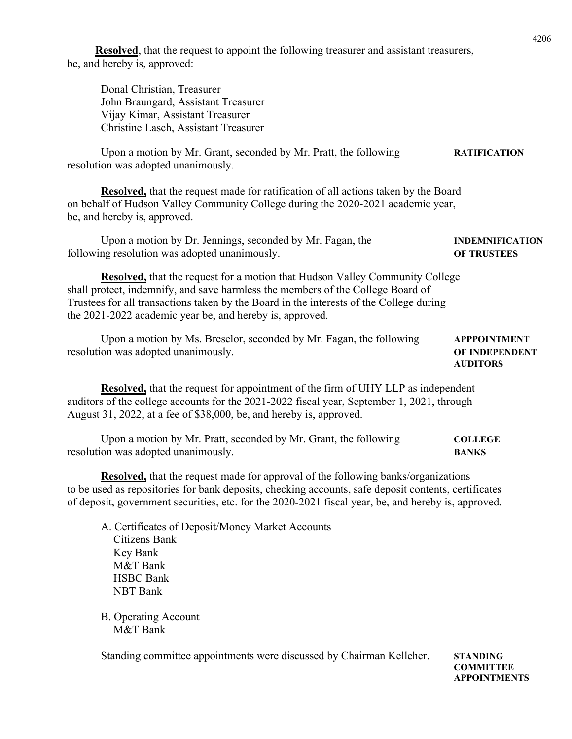**Resolved**, that the request to appoint the following treasurer and assistant treasurers, be, and hereby is, approved:

Donal Christian, Treasurer
John Braungard, Assistant Treasurer
Vijay Kimar, Assistant Treasurer
Christine Lasch, Assistant Treasurer

**RATIFICATION**

Upon a motion by Mr. Grant, seconded by Mr. Pratt, the following resolution was adopted unanimously.

**Resolved,** that the request made for ratification of all actions taken by the Board on behalf of Hudson Valley Community College during the 2020-2021 academic year, be, and hereby is, approved.

**INDEMNIFICATION OF TRUSTEES**

Upon a motion by Dr. Jennings, seconded by Mr. Fagan, the following resolution was adopted unanimously.

**Resolved,** that the request for a motion that Hudson Valley Community College shall protect, indemnify, and save harmless the members of the College Board of Trustees for all transactions taken by the Board in the interests of the College during the 2021-2022 academic year be, and hereby is, approved.

**APPPOINTMENT OF INDEPENDENT AUDITORS**

Upon a motion by Ms. Breselor, seconded by Mr. Fagan, the following resolution was adopted unanimously.

**Resolved,** that the request for appointment of the firm of UHY LLP as independent auditors of the college accounts for the 2021-2022 fiscal year, September 1, 2021, through August 31, 2022, at a fee of $38,000, be, and hereby is, approved.

**COLLEGE BANKS**

Upon a motion by Mr. Pratt, seconded by Mr. Grant, the following resolution was adopted unanimously.

**Resolved,** that the request made for approval of the following banks/organizations to be used as repositories for bank deposits, checking accounts, safe deposit contents, certificates of deposit, government securities, etc. for the 2020-2021 fiscal year, be, and hereby is, approved.

A. Certificates of Deposit/Money Market Accounts
   Citizens Bank
   Key Bank
   M&T Bank
   HSBC Bank
   NBT Bank

B. Operating Account
   M&T Bank

**STANDING COMMITTEE APPOINTMENTS**

Standing committee appointments were discussed by Chairman Kelleher.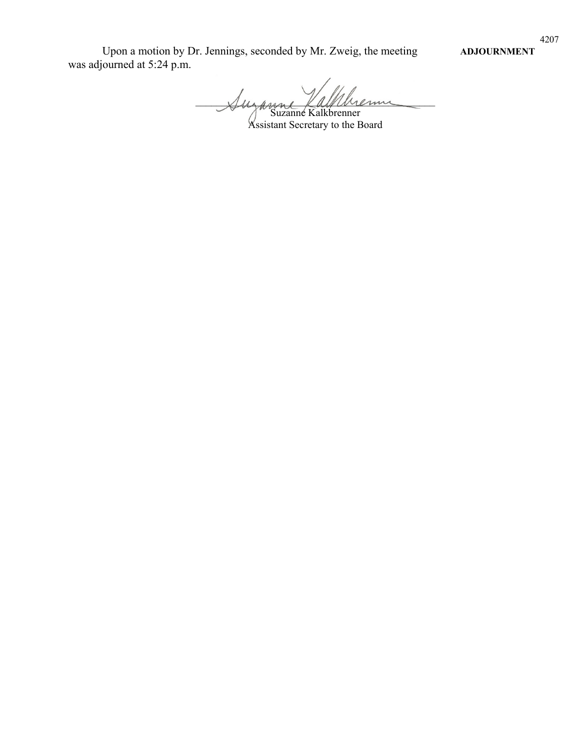**ADJOURNMENT**

Upon a motion by Dr. Jennings, seconded by Mr. Zweig, the meeting was adjourned at 5:24 p.m.

Suzanne Kalkbrenner
Assistant Secretary to the Board